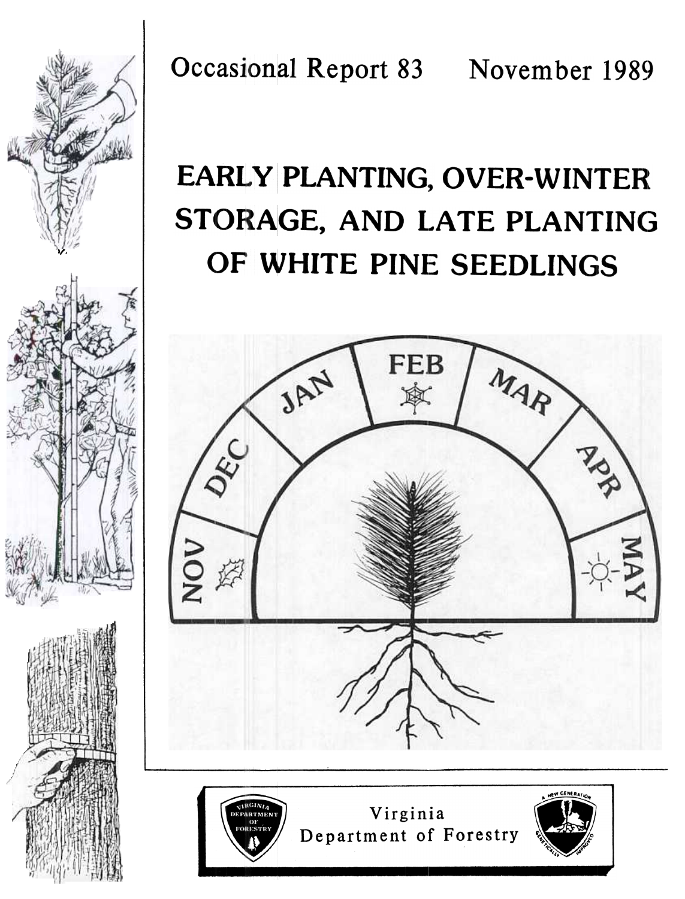Occasional Report 83 November 1989

# EARLY PLANTING, OVER-WINTER STORAGE, AND LATE PLANTING OF WHITE PINE SEEDLINGS

Virginia Department of Forestry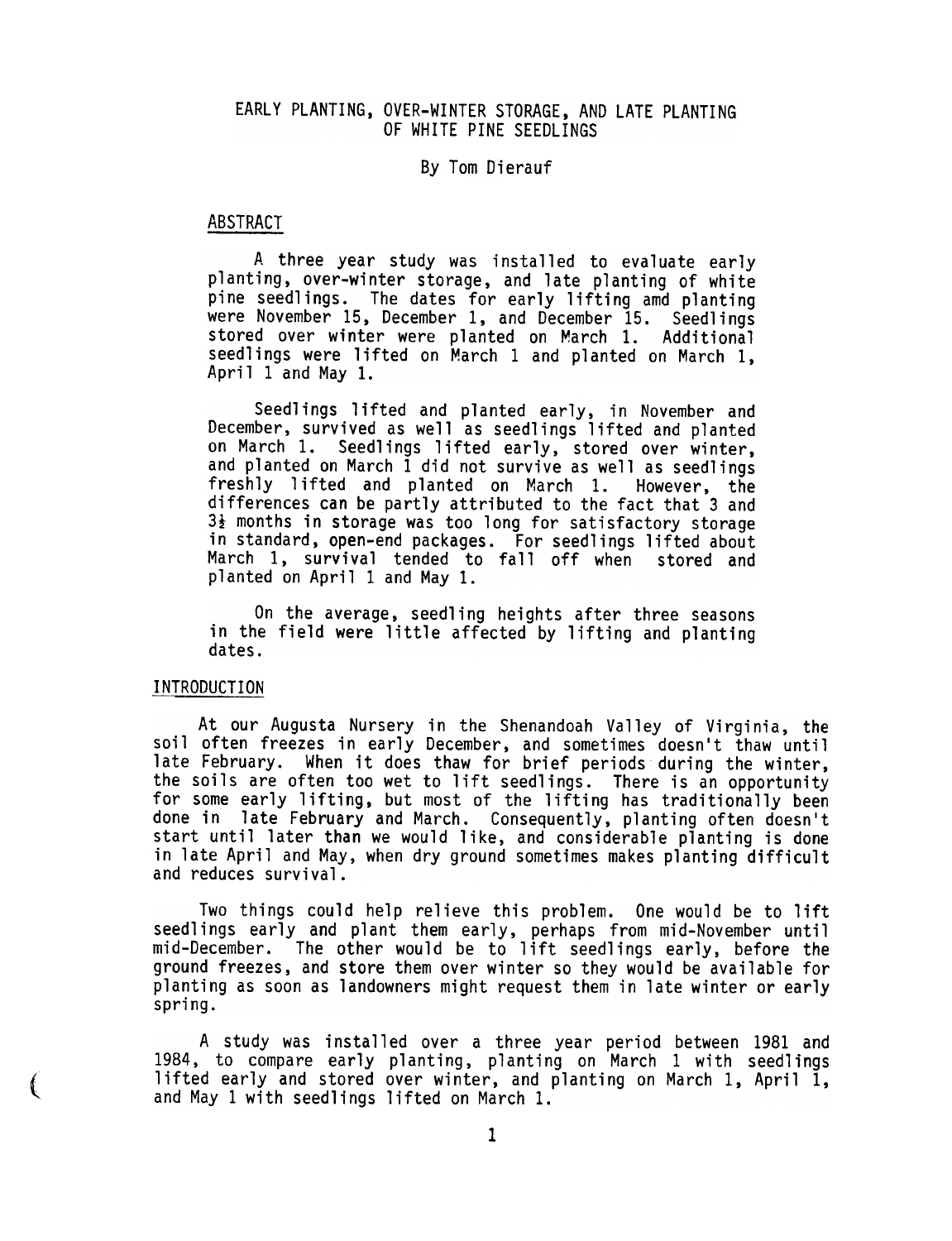# EARLY PLANTING, OVER-WINTER STORAGE, AND LATE PLANTING OF WHITE PINE SEEDLINGS

By Tom Dierauf

## ABSTRACT

A three year study was installed to evaluate early planting, over-winter storage, and late planting of white pine seedlings. The dates for early lifting amd planting were November 15, December 1, and December 15. Seedlings stored over winter were planted on March 1. Additional seedlings were lifted on March 1 and planted on March 1, April 1 and May 1.

Seedlings lifted and planted early, in November and December, survived as well as seedlings lifted and planted on March 1. Seedlings lifted early, stored over winter, and planted on March 1 did not survive as well as seedlings freshly lifted and planted on March 1. However, the differences can be partly attributed to the fact that 3 and 3½ months in storage was too long for satisfactory storage in standard, open-end packages. For seedlings lifted about March 1, survival tended to fall off when stored and planted on April 1 and May 1.

On the average, seedling heights after three seasons in the field were little affected by lifting and planting dates.

## INTRODUCTION

At our Augusta Nursery in the Shenandoah Valley of Virginia, the soil often freezes in early December, and sometimes doesn't thaw until late February. When it does thaw for brief periods during the winter, the soils are often too wet to lift seedlings. There is an opportunity for some early lifting, but most of the lifting has traditionally been done in late February and March. Consequently, planting often doesn't start until later than we would like, and considerable planting is done in late April and May, when dry ground sometimes makes planting difficult and reduces survival.

Two things could help relieve this problem. One would be to lift seedlings early and plant them early, perhaps from mid-November until mid-December. The other would be to lift seedlings early, before the ground freezes, and store them over winter so they would be available for planting as soon as landowners might request them in late winter or early spring.

A study was installed over a three year period between 1981 and 1984, to compare early planting, planting on March 1 with seedlings lifted early and stored over winter, and planting on March 1, April 1, and May 1 with seedlings lifted on March 1.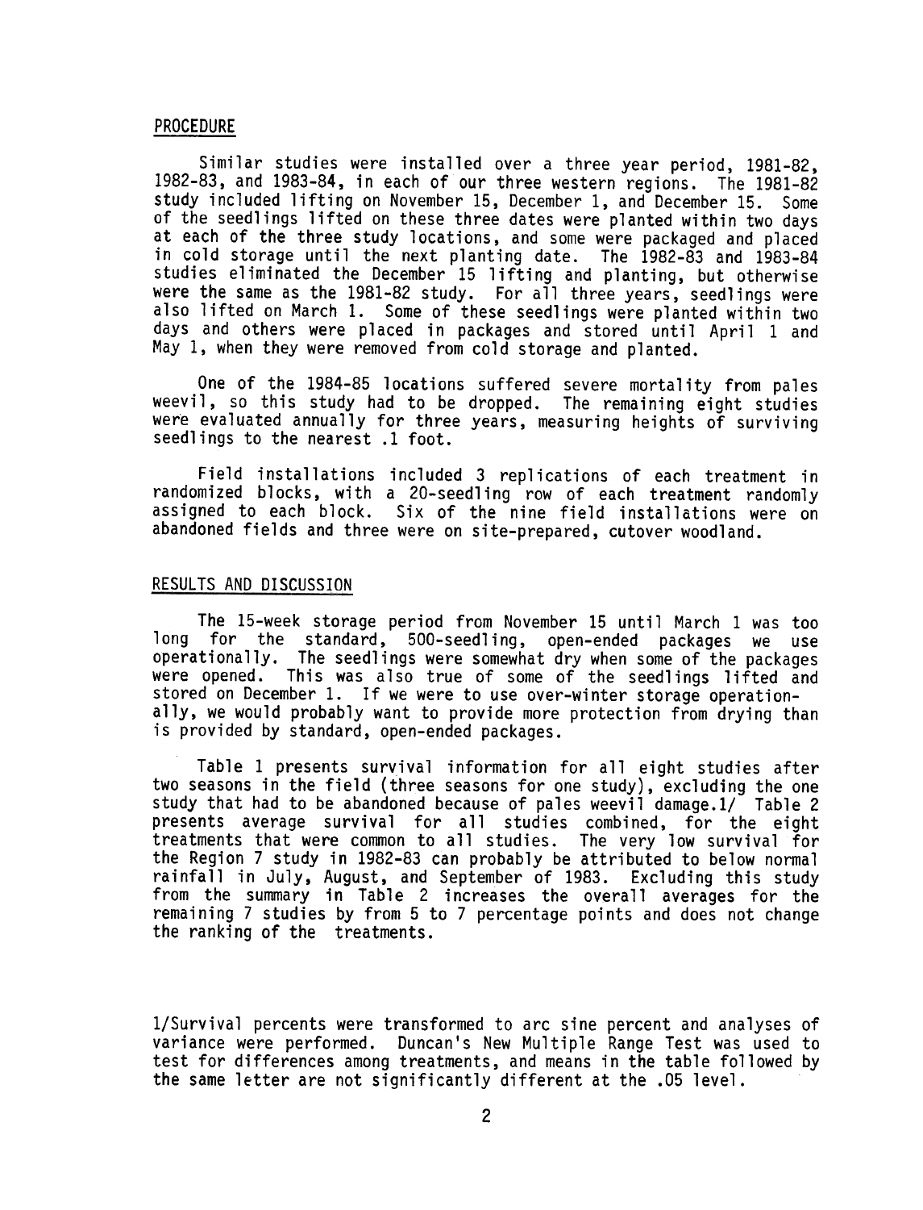## PROCEDURE

Similar studies were installed over a three year period, 1981-82, 1982-83, and 1983-84, in each of our three western regions. The 1981-82 study included lifting on November 15, December 1, and December 15. Some of the seedlings lifted on these three dates were planted within two days at each of the three study locations, and some were packaged and placed in cold storage until the next planting date. The 1982-83 and 1983-84 studies eliminated the December 15 lifting and planting, but otherwise were the same as the 1981-82 study. For all three years, seedlings were also lifted on March 1. Some of these seedlings were planted within two days and others were placed in packages and stored until April 1 and May 1, when they were removed from cold storage and planted.

One of the 1984-85 locations suffered severe mortality from pales weevil, so this study had to be dropped. The remaining eight studies were evaluated annually for three years, measuring heights of surviving seedlings to the nearest .1 foot.

Field installations included 3 replications of each treatment in randomized blocks, with a 20-seedling row of each treatment randomly assigned to each block. Six of the nine field installations were on abandoned fields and three were on site-prepared, cutover woodland.

## RESULTS AND DISCUSSION

The 15-week storage period from November 15 until March 1 was too long for the standard, 500-seedling, open-ended packages we use operationally. The seedlings were somewhat dry when some of the packages were opened. This was also true of some of the seedlings lifted and stored on December 1. If we were to use over-winter storage operationally, we would probably want to provide more protection from drying than is provided by standard, open-ended packages.

Table 1 presents survival information for all eight studies after two seasons in the field (three seasons for one study), excluding the one study that had to be abandoned because of pales weevil damage.[1] Table 2 presents average survival for all studies combined, for the eight treatments that were common to all studies. The very low survival for the Region 7 study in 1982-83 can probably be attributed to below normal rainfall in July, August, and September of 1983. Excluding this study from the summary in Table 2 increases the overall averages for the remaining 7 studies by from 5 to 7 percentage points and does not change the ranking of the treatments.

1/Survival percents were transformed to arc sine percent and analyses of variance were performed. Duncan's New Multiple Range Test was used to test for differences among treatments, and means in the table followed by the same letter are not significantly different at the .05 level.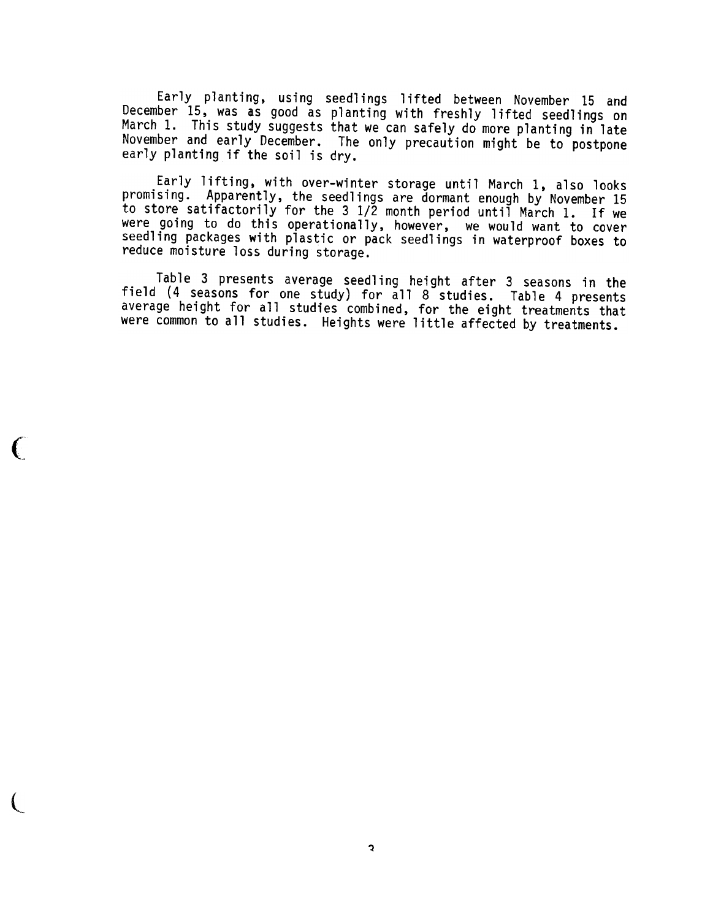Early planting, using seedlings lifted between November 15 and December 15, was as good as planting with freshly lifted seedlings on March 1. This study suggests that we can safely do more planting in late November and early December. The only precaution might be to postpone early planting if the soil is dry.

Early lifting, with over-winter storage until March 1, also looks promising. Apparently, the seedlings are dormant enough by November 15 to store satisfactorily for the 3 1/2 month period until March 1. If we were going to do this operationally, however, we would want to cover seedling packages with plastic or pack seedlings in waterproof boxes to reduce moisture loss during storage.

Table 3 presents average seedling height after 3 seasons in the field (4 seasons for one study) for all 8 studies. Table 4 presents average height for all studies combined, for the eight treatments that were common to all studies. Heights were little affected by treatments.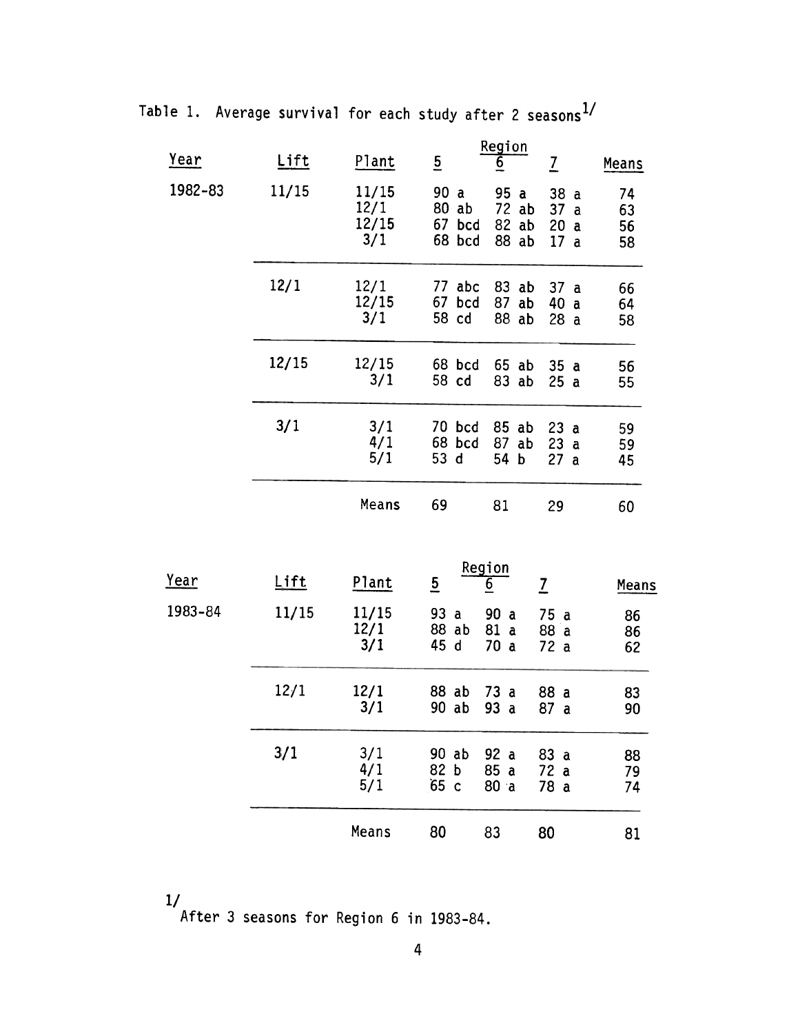Table 1. Average survival for each study after 2 seasons[1/]

| Year | Lift | Plant | Region 5 | Region 6 | Region 7 | Means |
|---|---|---|---|---|---|---|
| 1982-83 | 11/15 | 11/15 | 90 a | 95 a | 38 a | 74 |
| | | 12/1 | 80 ab | 72 ab | 37 a | 63 |
| | | 12/15 | 67 bcd | 82 ab | 20 a | 56 |
| | | 3/1 | 68 bcd | 88 ab | 17 a | 58 |
| | 12/1 | 12/1 | 77 abc | 83 ab | 37 a | 66 |
| | | 12/15 | 67 bcd | 87 ab | 40 a | 64 |
| | | 3/1 | 58 cd | 88 ab | 28 a | 58 |
| | 12/15 | 12/15 | 68 bcd | 65 ab | 35 a | 56 |
| | | 3/1 | 58 cd | 83 ab | 25 a | 55 |
| | 3/1 | 3/1 | 70 bcd | 85 ab | 23 a | 59 |
| | | 4/1 | 68 bcd | 87 ab | 23 a | 59 |
| | | 5/1 | 53 d | 54 b | 27 a | 45 |
| | | Means | 69 | 81 | 29 | 60 |

| Year | Lift | Plant | Region 5 | Region 6 | Region 7 | Means |
|---|---|---|---|---|---|---|
| 1983-84 | 11/15 | 11/15 | 93 a | 90 a | 75 a | 86 |
| | | 12/1 | 88 ab | 81 a | 88 a | 86 |
| | | 3/1 | 45 d | 70 a | 72 a | 62 |
| | 12/1 | 12/1 | 88 ab | 73 a | 88 a | 83 |
| | | 3/1 | 90 ab | 93 a | 87 a | 90 |
| | 3/1 | 3/1 | 90 ab | 92 a | 83 a | 88 |
| | | 4/1 | 82 b | 85 a | 72 a | 79 |
| | | 5/1 | 65 c | 80 a | 78 a | 74 |
| | | Means | 80 | 83 | 80 | 81 |

[1/] After 3 seasons for Region 6 in 1983-84.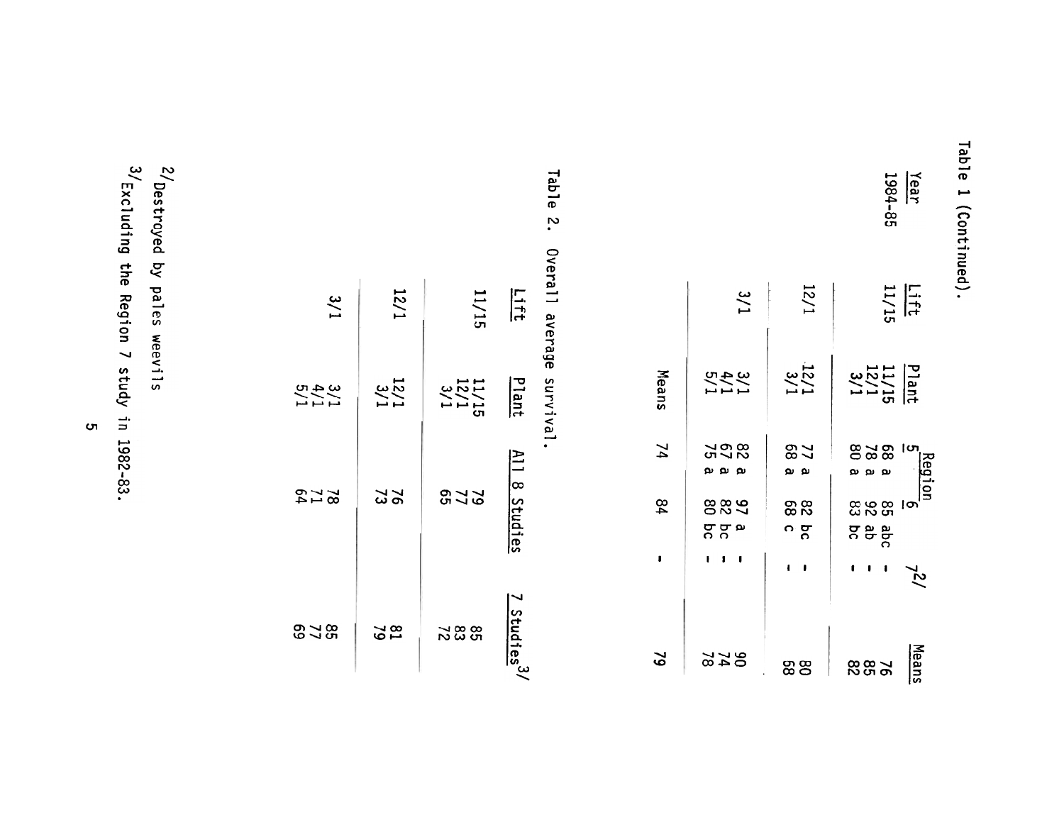Table 1 (Continued).

| Year | Lift | Plant | Region 5 | 6 | 7[2/] | Means |
|---|---|---|---|---|---|---|
| 1984-85 | 11/15 | 11/15 | 68 a | 85 abc | - | 76 |
| | | 12/1 | 78 a | 92 ab | - | 85 |
| | | 3/1 | 80 a | 83 bc | - | 82 |
| | 12/1 | 12/1 | 77 a | 82 bc | - | 80 |
| | | 3/1 | 68 a | 68 c | - | 68 |
| | 3/1 | 3/1 | 82 a | 97 a | - | 90 |
| | | 4/1 | 67 a | 82 bc | - | 74 |
| | | 5/1 | 75 a | 80 bc | - | 78 |
| | | Means | 74 | 84 | - | 79 |

Table 2. Overall average survival.

| Lift | Plant | All 8 Studies | 7 Studies[3/] |
|---|---|---|---|
| 11/15 | 11/15 | 79 | 85 |
| | 12/1 | 77 | 83 |
| | 3/1 | 65 | 72 |
| 12/1 | 12/1 | 76 | 81 |
| | 3/1 | 73 | 79 |
| 3/1 | 3/1 | 78 | 85 |
| | 4/1 | 71 | 77 |
| | 5/1 | 64 | 69 |

[2/] Destroyed by pales weevils

[3/] Excluding the Region 7 study in 1982-83.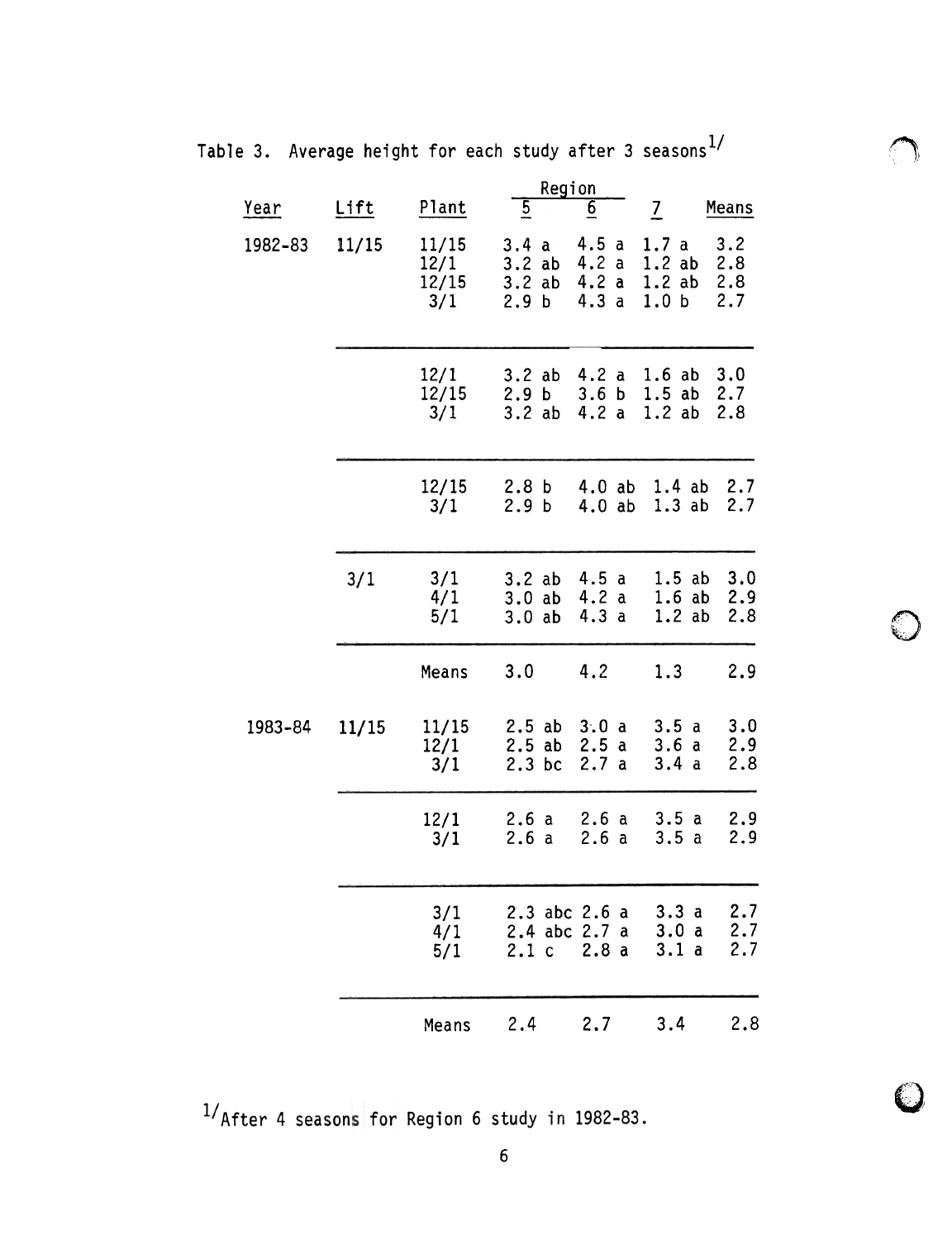Table 3. Average height for each study after 3 seasons[1/]

| Year | Lift | Plant | Region 5 | Region 6 | Region 7 | Means |
|---|---|---|---|---|---|---|
| 1982-83 | 11/15 | 11/15 | 3.4 a | 4.5 a | 1.7 a | 3.2 |
| | | 12/1 | 3.2 ab | 4.2 a | 1.2 ab | 2.8 |
| | | 12/15 | 3.2 ab | 4.2 a | 1.2 ab | 2.8 |
| | | 3/1 | 2.9 b | 4.3 a | 1.0 b | 2.7 |
| | | 12/1 | 3.2 ab | 4.2 a | 1.6 ab | 3.0 |
| | | 12/15 | 2.9 b | 3.6 b | 1.5 ab | 2.7 |
| | | 3/1 | 3.2 ab | 4.2 a | 1.2 ab | 2.8 |
| | | 12/15 | 2.8 b | 4.0 ab | 1.4 ab | 2.7 |
| | | 3/1 | 2.9 b | 4.0 ab | 1.3 ab | 2.7 |
| | 3/1 | 3/1 | 3.2 ab | 4.5 a | 1.5 ab | 3.0 |
| | | 4/1 | 3.0 ab | 4.2 a | 1.6 ab | 2.9 |
| | | 5/1 | 3.0 ab | 4.3 a | 1.2 ab | 2.8 |
| | | Means | 3.0 | 4.2 | 1.3 | 2.9 |
| 1983-84 | 11/15 | 11/15 | 2.5 ab | 3.0 a | 3.5 a | 3.0 |
| | | 12/1 | 2.5 ab | 2.5 a | 3.6 a | 2.9 |
| | | 3/1 | 2.3 bc | 2.7 a | 3.4 a | 2.8 |
| | | 12/1 | 2.6 a | 2.6 a | 3.5 a | 2.9 |
| | | 3/1 | 2.6 a | 2.6 a | 3.5 a | 2.9 |
| | | 3/1 | 2.3 abc | 2.6 a | 3.3 a | 2.7 |
| | | 4/1 | 2.4 abc | 2.7 a | 3.0 a | 2.7 |
| | | 5/1 | 2.1 c | 2.8 a | 3.1 a | 2.7 |
| | | Means | 2.4 | 2.7 | 3.4 | 2.8 |

[1/] After 4 seasons for Region 6 study in 1982-83.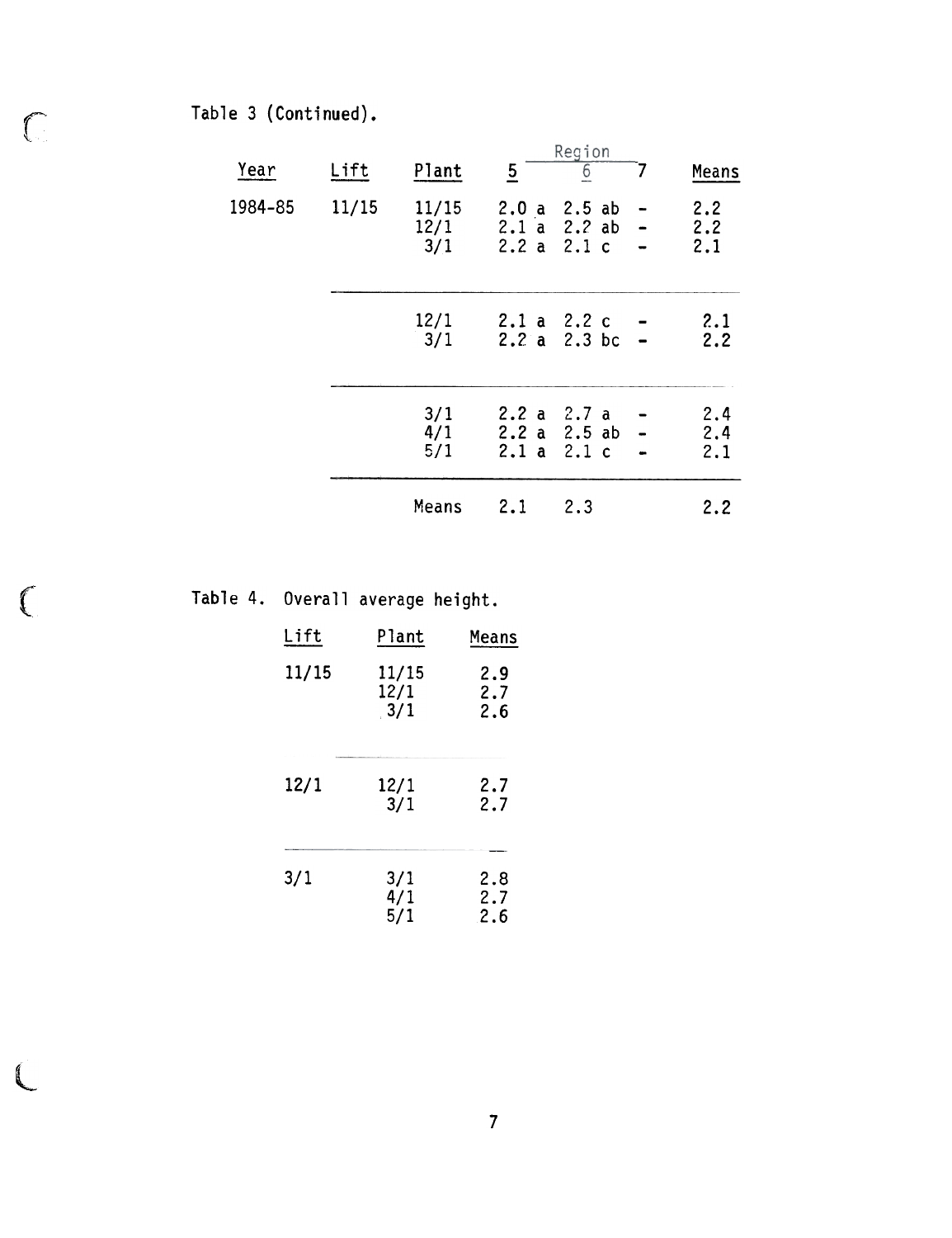Table 3 (Continued).

| Year | Lift | Plant | Region 5 | 6 | 7 | Means |
|---|---|---|---|---|---|---|
| 1984-85 | 11/15 | 11/15 | 2.0 a | 2.5 ab | - | 2.2 |
| | | 12/1 | 2.1 a | 2.2 ab | - | 2.2 |
| | | 3/1 | 2.2 a | 2.1 c | - | 2.1 |
| | | 12/1 | 2.1 a | 2.2 c | - | 2.1 |
| | | 3/1 | 2.2 a | 2.3 bc | - | 2.2 |
| | | 3/1 | 2.2 a | 2.7 a | - | 2.4 |
| | | 4/1 | 2.2 a | 2.5 ab | - | 2.4 |
| | | 5/1 | 2.1 a | 2.1 c | - | 2.1 |
| | | Means | 2.1 | 2.3 | | 2.2 |

Table 4. Overall average height.

| Lift | Plant | Means |
|---|---|---|
| 11/15 | 11/15 | 2.9 |
| | 12/1 | 2.7 |
| | 3/1 | 2.6 |
| 12/1 | 12/1 | 2.7 |
| | 3/1 | 2.7 |
| 3/1 | 3/1 | 2.8 |
| | 4/1 | 2.7 |
| | 5/1 | 2.6 |